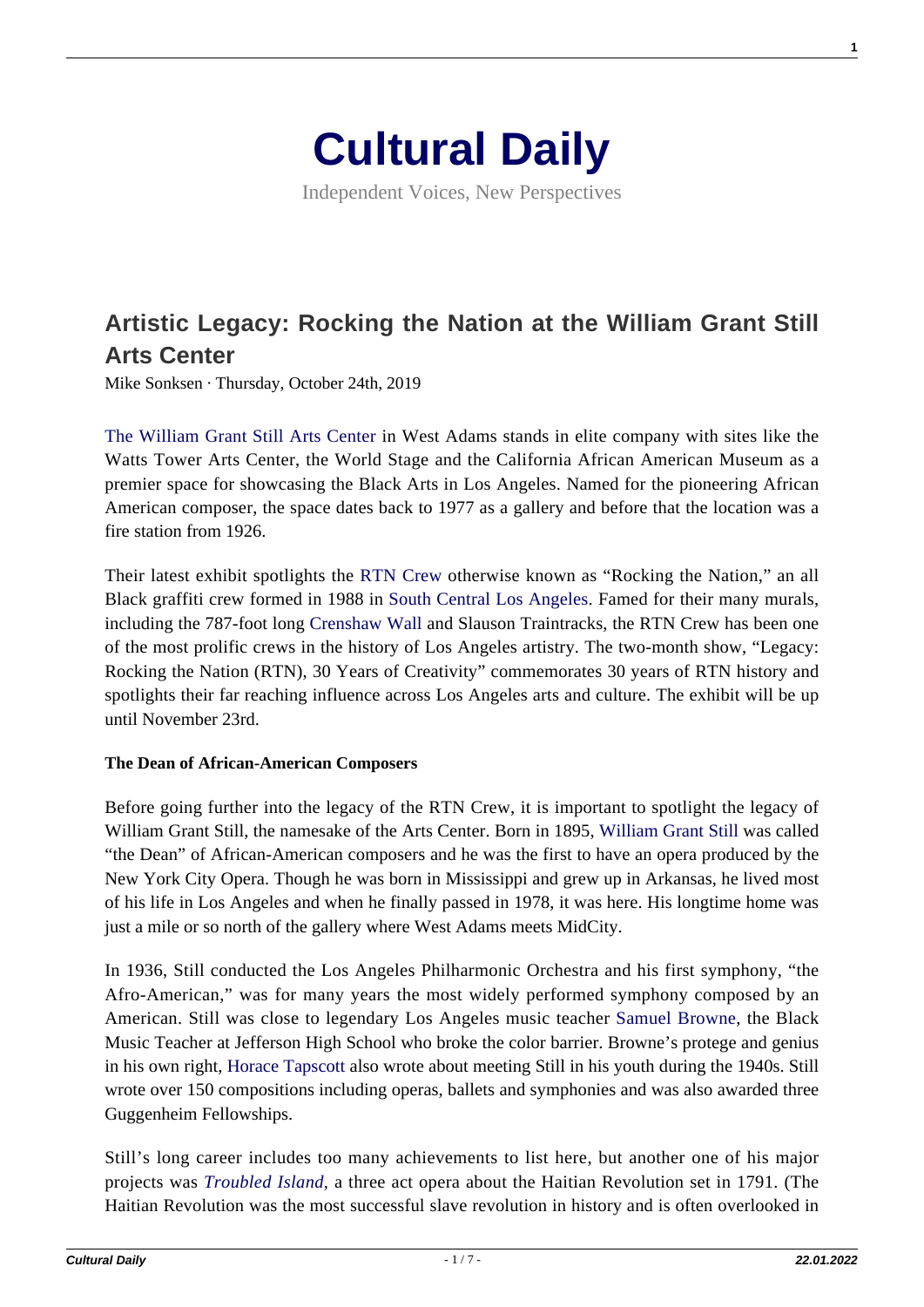# Cultural Daily

Independent Voices, New Perspectives

## Artistic Legacy: Rocking the Nation at the William Grant Still Arts Center

Mike Sonksen · Thursday, October 24th, 2019

The William Grant Still Arts Center in West Adams stands in elite company with sites like the Watts Tower Arts Center, the World Stage and the California African American Museum as a premier space for showcasing the Black Arts in Los Angeles. Named for the pioneering African American composer, the space dates back to 1977 as a gallery and before that the location was a fire station from 1926.

Their latest exhibit spotlights the RTN Crew otherwise known as "Rocking the Nation," an all Black graffiti crew formed in 1988 in South Central Los Angeles. Famed for their many murals, including the 787-foot long Crenshaw Wall and Slauson Traintracks, the RTN Crew has been one of the most prolific crews in the history of Los Angeles artistry. The two-month show, "Legacy: Rocking the Nation (RTN), 30 Years of Creativity" commemorates 30 years of RTN history and spotlights their far reaching influence across Los Angeles arts and culture. The exhibit will be up until November 23rd.

**The Dean of African-American Composers**

Before going further into the legacy of the RTN Crew, it is important to spotlight the legacy of William Grant Still, the namesake of the Arts Center. Born in 1895, William Grant Still was called "the Dean" of African-American composers and he was the first to have an opera produced by the New York City Opera. Though he was born in Mississippi and grew up in Arkansas, he lived most of his life in Los Angeles and when he finally passed in 1978, it was here. His longtime home was just a mile or so north of the gallery where West Adams meets MidCity.

In 1936, Still conducted the Los Angeles Philharmonic Orchestra and his first symphony, "the Afro-American," was for many years the most widely performed symphony composed by an American. Still was close to legendary Los Angeles music teacher Samuel Browne, the Black Music Teacher at Jefferson High School who broke the color barrier. Browne's protege and genius in his own right, Horace Tapscott also wrote about meeting Still in his youth during the 1940s. Still wrote over 150 compositions including operas, ballets and symphonies and was also awarded three Guggenheim Fellowships.

Still's long career includes too many achievements to list here, but another one of his major projects was *Troubled Island*, a three act opera about the Haitian Revolution set in 1791. (The Haitian Revolution was the most successful slave revolution in history and is often overlooked in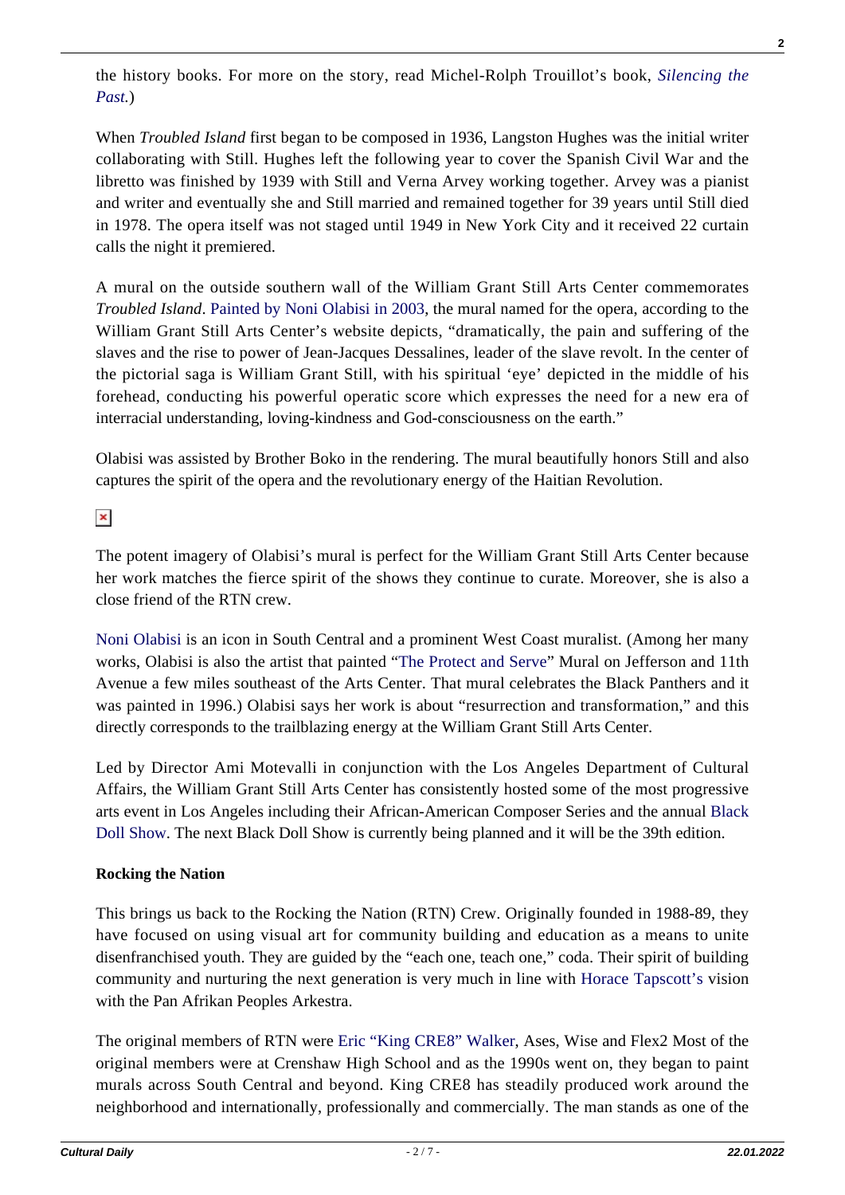the history books. For more on the story, read Michel-Rolph Trouillot's book, *Silencing the Past.*)

When *Troubled Island* first began to be composed in 1936, Langston Hughes was the initial writer collaborating with Still. Hughes left the following year to cover the Spanish Civil War and the libretto was finished by 1939 with Still and Verna Arvey working together. Arvey was a pianist and writer and eventually she and Still married and remained together for 39 years until Still died in 1978. The opera itself was not staged until 1949 in New York City and it received 22 curtain calls the night it premiered.

A mural on the outside southern wall of the William Grant Still Arts Center commemorates *Troubled Island*. Painted by Noni Olabisi in 2003, the mural named for the opera, according to the William Grant Still Arts Center's website depicts, "dramatically, the pain and suffering of the slaves and the rise to power of Jean-Jacques Dessalines, leader of the slave revolt. In the center of the pictorial saga is William Grant Still, with his spiritual 'eye' depicted in the middle of his forehead, conducting his powerful operatic score which expresses the need for a new era of interracial understanding, loving-kindness and God-consciousness on the earth."

Olabisi was assisted by Brother Boko in the rendering. The mural beautifully honors Still and also captures the spirit of the opera and the revolutionary energy of the Haitian Revolution.

The potent imagery of Olabisi's mural is perfect for the William Grant Still Arts Center because her work matches the fierce spirit of the shows they continue to curate. Moreover, she is also a close friend of the RTN crew.

Noni Olabisi is an icon in South Central and a prominent West Coast muralist. (Among her many works, Olabisi is also the artist that painted "The Protect and Serve" Mural on Jefferson and 11th Avenue a few miles southeast of the Arts Center. That mural celebrates the Black Panthers and it was painted in 1996.) Olabisi says her work is about "resurrection and transformation," and this directly corresponds to the trailblazing energy at the William Grant Still Arts Center.

Led by Director Ami Motevalli in conjunction with the Los Angeles Department of Cultural Affairs, the William Grant Still Arts Center has consistently hosted some of the most progressive arts event in Los Angeles including their African-American Composer Series and the annual Black Doll Show. The next Black Doll Show is currently being planned and it will be the 39th edition.

**Rocking the Nation**

This brings us back to the Rocking the Nation (RTN) Crew. Originally founded in 1988-89, they have focused on using visual art for community building and education as a means to unite disenfranchised youth. They are guided by the "each one, teach one," coda. Their spirit of building community and nurturing the next generation is very much in line with Horace Tapscott's vision with the Pan Afrikan Peoples Arkestra.

The original members of RTN were Eric "King CRE8" Walker, Ases, Wise and Flex2 Most of the original members were at Crenshaw High School and as the 1990s went on, they began to paint murals across South Central and beyond. King CRE8 has steadily produced work around the neighborhood and internationally, professionally and commercially. The man stands as one of the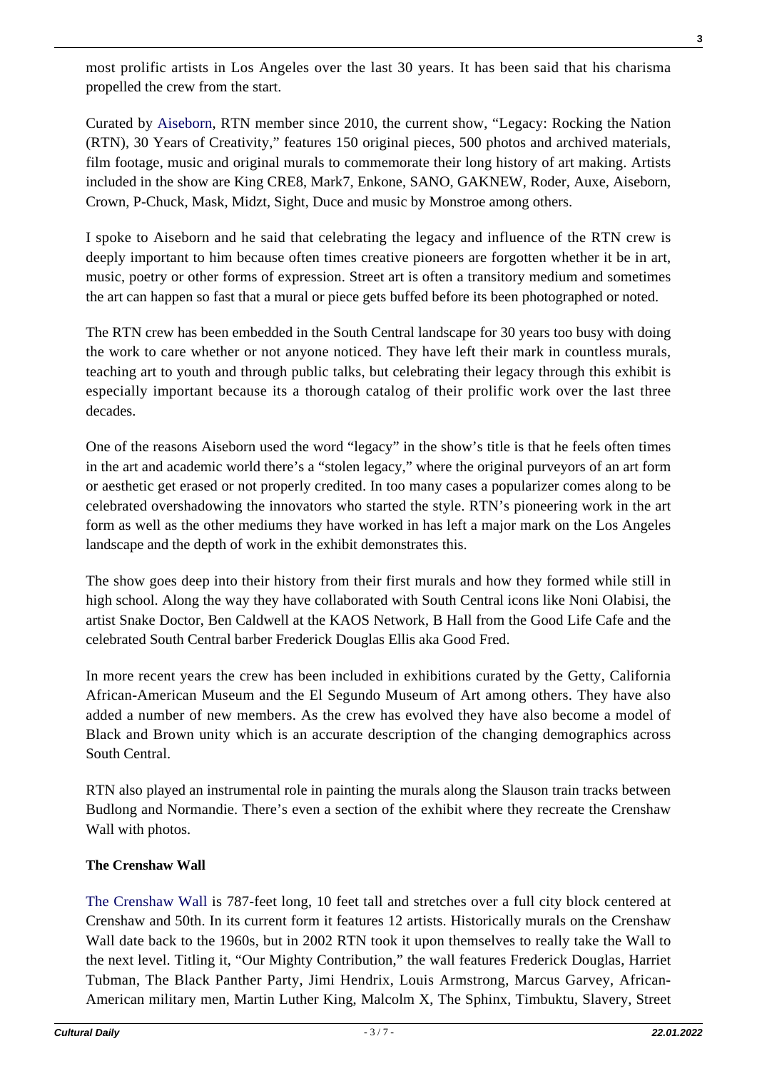most prolific artists in Los Angeles over the last 30 years. It has been said that his charisma propelled the crew from the start.

Curated by Aiseborn, RTN member since 2010, the current show, "Legacy: Rocking the Nation (RTN), 30 Years of Creativity," features 150 original pieces, 500 photos and archived materials, film footage, music and original murals to commemorate their long history of art making. Artists included in the show are King CRE8, Mark7, Enkone, SANO, GAKNEW, Roder, Auxe, Aiseborn, Crown, P-Chuck, Mask, Midzt, Sight, Duce and music by Monstroe among others.

I spoke to Aiseborn and he said that celebrating the legacy and influence of the RTN crew is deeply important to him because often times creative pioneers are forgotten whether it be in art, music, poetry or other forms of expression. Street art is often a transitory medium and sometimes the art can happen so fast that a mural or piece gets buffed before its been photographed or noted.

The RTN crew has been embedded in the South Central landscape for 30 years too busy with doing the work to care whether or not anyone noticed. They have left their mark in countless murals, teaching art to youth and through public talks, but celebrating their legacy through this exhibit is especially important because its a thorough catalog of their prolific work over the last three decades.

One of the reasons Aiseborn used the word "legacy" in the show's title is that he feels often times in the art and academic world there's a "stolen legacy," where the original purveyors of an art form or aesthetic get erased or not properly credited. In too many cases a popularizer comes along to be celebrated overshadowing the innovators who started the style. RTN's pioneering work in the art form as well as the other mediums they have worked in has left a major mark on the Los Angeles landscape and the depth of work in the exhibit demonstrates this.

The show goes deep into their history from their first murals and how they formed while still in high school. Along the way they have collaborated with South Central icons like Noni Olabisi, the artist Snake Doctor, Ben Caldwell at the KAOS Network, B Hall from the Good Life Cafe and the celebrated South Central barber Frederick Douglas Ellis aka Good Fred.

In more recent years the crew has been included in exhibitions curated by the Getty, California African-American Museum and the El Segundo Museum of Art among others. They have also added a number of new members. As the crew has evolved they have also become a model of Black and Brown unity which is an accurate description of the changing demographics across South Central.

RTN also played an instrumental role in painting the murals along the Slauson train tracks between Budlong and Normandie. There's even a section of the exhibit where they recreate the Crenshaw Wall with photos.

**The Crenshaw Wall**

The Crenshaw Wall is 787-feet long, 10 feet tall and stretches over a full city block centered at Crenshaw and 50th. In its current form it features 12 artists. Historically murals on the Crenshaw Wall date back to the 1960s, but in 2002 RTN took it upon themselves to really take the Wall to the next level. Titling it, "Our Mighty Contribution," the wall features Frederick Douglas, Harriet Tubman, The Black Panther Party, Jimi Hendrix, Louis Armstrong, Marcus Garvey, African-American military men, Martin Luther King, Malcolm X, The Sphinx, Timbuktu, Slavery, Street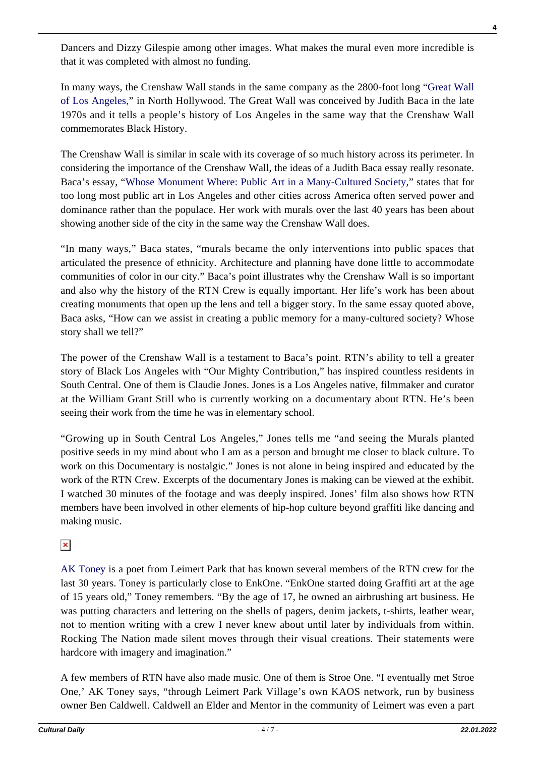Dancers and Dizzy Gilespie among other images. What makes the mural even more incredible is that it was completed with almost no funding.

In many ways, the Crenshaw Wall stands in the same company as the 2800-foot long "Great Wall of Los Angeles," in North Hollywood. The Great Wall was conceived by Judith Baca in the late 1970s and it tells a people's history of Los Angeles in the same way that the Crenshaw Wall commemorates Black History.

The Crenshaw Wall is similar in scale with its coverage of so much history across its perimeter. In considering the importance of the Crenshaw Wall, the ideas of a Judith Baca essay really resonate. Baca's essay, "Whose Monument Where: Public Art in a Many-Cultured Society," states that for too long most public art in Los Angeles and other cities across America often served power and dominance rather than the populace. Her work with murals over the last 40 years has been about showing another side of the city in the same way the Crenshaw Wall does.

"In many ways," Baca states, "murals became the only interventions into public spaces that articulated the presence of ethnicity. Architecture and planning have done little to accommodate communities of color in our city." Baca's point illustrates why the Crenshaw Wall is so important and also why the history of the RTN Crew is equally important. Her life's work has been about creating monuments that open up the lens and tell a bigger story. In the same essay quoted above, Baca asks, "How can we assist in creating a public memory for a many-cultured society? Whose story shall we tell?"

The power of the Crenshaw Wall is a testament to Baca's point. RTN's ability to tell a greater story of Black Los Angeles with "Our Mighty Contribution," has inspired countless residents in South Central. One of them is Claudie Jones. Jones is a Los Angeles native, filmmaker and curator at the William Grant Still who is currently working on a documentary about RTN. He's been seeing their work from the time he was in elementary school.

"Growing up in South Central Los Angeles," Jones tells me "and seeing the Murals planted positive seeds in my mind about who I am as a person and brought me closer to black culture. To work on this Documentary is nostalgic." Jones is not alone in being inspired and educated by the work of the RTN Crew. Excerpts of the documentary Jones is making can be viewed at the exhibit. I watched 30 minutes of the footage and was deeply inspired. Jones' film also shows how RTN members have been involved in other elements of hip-hop culture beyond graffiti like dancing and making music.

AK Toney is a poet from Leimert Park that has known several members of the RTN crew for the last 30 years. Toney is particularly close to EnkOne. "EnkOne started doing Graffiti art at the age of 15 years old," Toney remembers. "By the age of 17, he owned an airbrushing art business. He was putting characters and lettering on the shells of pagers, denim jackets, t-shirts, leather wear, not to mention writing with a crew I never knew about until later by individuals from within. Rocking The Nation made silent moves through their visual creations. Their statements were hardcore with imagery and imagination."

A few members of RTN have also made music. One of them is Stroe One. "I eventually met Stroe One,' AK Toney says, "through Leimert Park Village's own KAOS network, run by business owner Ben Caldwell. Caldwell an Elder and Mentor in the community of Leimert was even a part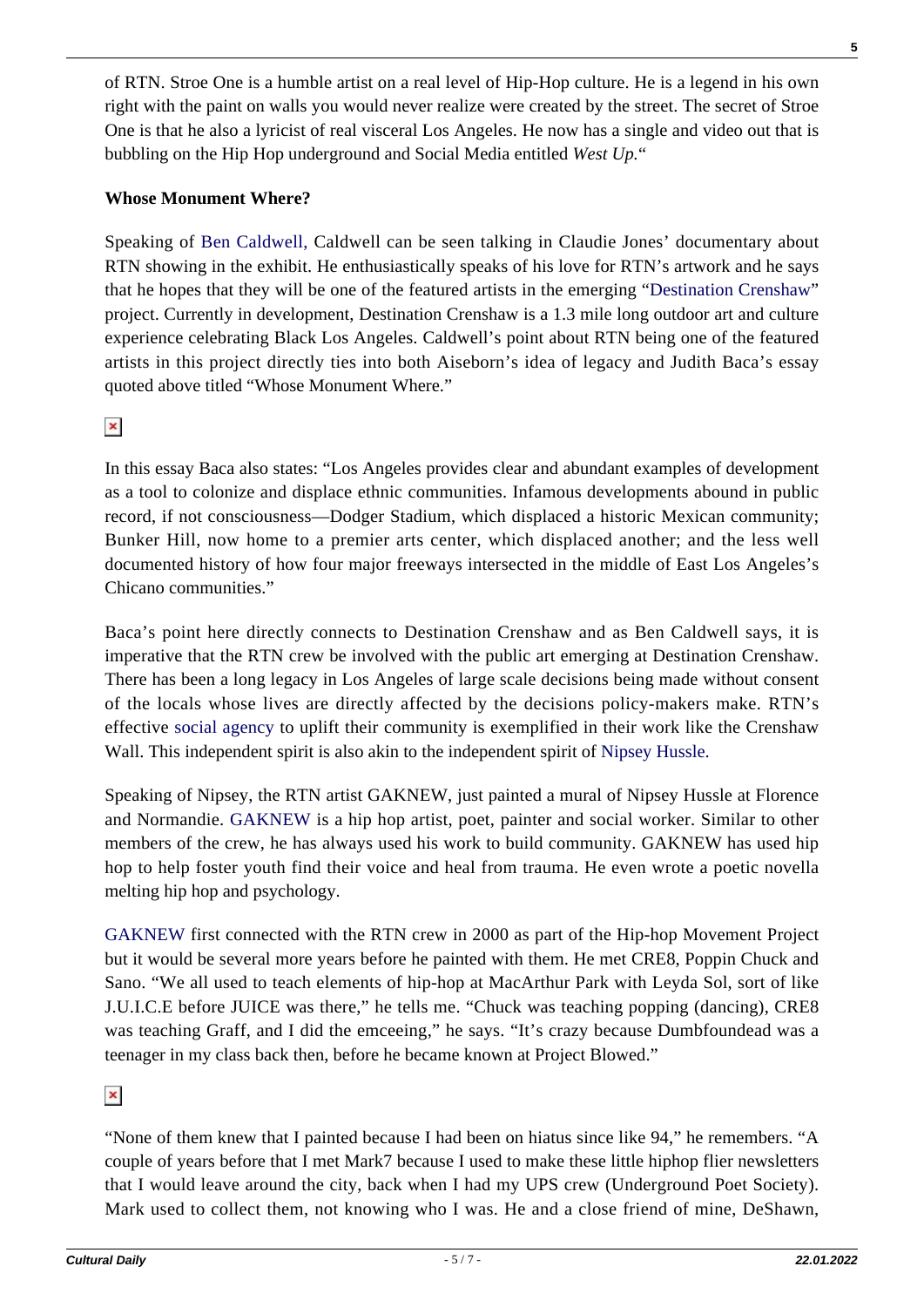of RTN. Stroe One is a humble artist on a real level of Hip-Hop culture. He is a legend in his own right with the paint on walls you would never realize were created by the street. The secret of Stroe One is that he also a lyricist of real visceral Los Angeles. He now has a single and video out that is bubbling on the Hip Hop underground and Social Media entitled *West Up.*"

**Whose Monument Where?**

Speaking of Ben Caldwell, Caldwell can be seen talking in Claudie Jones' documentary about RTN showing in the exhibit. He enthusiastically speaks of his love for RTN's artwork and he says that he hopes that they will be one of the featured artists in the emerging "Destination Crenshaw" project. Currently in development, Destination Crenshaw is a 1.3 mile long outdoor art and culture experience celebrating Black Los Angeles. Caldwell's point about RTN being one of the featured artists in this project directly ties into both Aiseborn's idea of legacy and Judith Baca's essay quoted above titled "Whose Monument Where."

In this essay Baca also states: "Los Angeles provides clear and abundant examples of development as a tool to colonize and displace ethnic communities. Infamous developments abound in public record, if not consciousness—Dodger Stadium, which displaced a historic Mexican community; Bunker Hill, now home to a premier arts center, which displaced another; and the less well documented history of how four major freeways intersected in the middle of East Los Angeles's Chicano communities."

Baca's point here directly connects to Destination Crenshaw and as Ben Caldwell says, it is imperative that the RTN crew be involved with the public art emerging at Destination Crenshaw. There has been a long legacy in Los Angeles of large scale decisions being made without consent of the locals whose lives are directly affected by the decisions policy-makers make. RTN's effective social agency to uplift their community is exemplified in their work like the Crenshaw Wall. This independent spirit is also akin to the independent spirit of Nipsey Hussle.

Speaking of Nipsey, the RTN artist GAKNEW, just painted a mural of Nipsey Hussle at Florence and Normandie. GAKNEW is a hip hop artist, poet, painter and social worker. Similar to other members of the crew, he has always used his work to build community. GAKNEW has used hip hop to help foster youth find their voice and heal from trauma. He even wrote a poetic novella melting hip hop and psychology.

GAKNEW first connected with the RTN crew in 2000 as part of the Hip-hop Movement Project but it would be several more years before he painted with them. He met CRE8, Poppin Chuck and Sano. "We all used to teach elements of hip-hop at MacArthur Park with Leyda Sol, sort of like J.U.I.C.E before JUICE was there," he tells me. "Chuck was teaching popping (dancing), CRE8 was teaching Graff, and I did the emceeing," he says. "It's crazy because Dumbfoundead was a teenager in my class back then, before he became known at Project Blowed."

"None of them knew that I painted because I had been on hiatus since like 94," he remembers. "A couple of years before that I met Mark7 because I used to make these little hiphop flier newsletters that I would leave around the city, back when I had my UPS crew (Underground Poet Society). Mark used to collect them, not knowing who I was. He and a close friend of mine, DeShawn,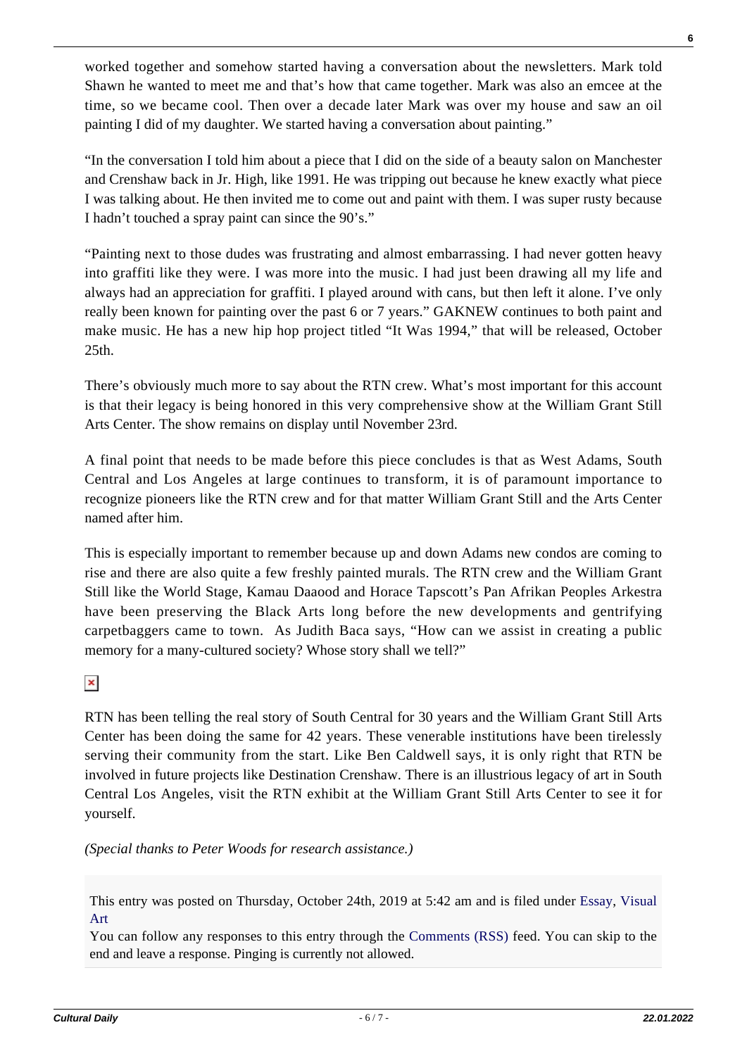worked together and somehow started having a conversation about the newsletters. Mark told Shawn he wanted to meet me and that's how that came together. Mark was also an emcee at the time, so we became cool. Then over a decade later Mark was over my house and saw an oil painting I did of my daughter. We started having a conversation about painting."

"In the conversation I told him about a piece that I did on the side of a beauty salon on Manchester and Crenshaw back in Jr. High, like 1991. He was tripping out because he knew exactly what piece I was talking about. He then invited me to come out and paint with them. I was super rusty because I hadn't touched a spray paint can since the 90's."

"Painting next to those dudes was frustrating and almost embarrassing. I had never gotten heavy into graffiti like they were. I was more into the music. I had just been drawing all my life and always had an appreciation for graffiti. I played around with cans, but then left it alone. I've only really been known for painting over the past 6 or 7 years." GAKNEW continues to both paint and make music. He has a new hip hop project titled "It Was 1994," that will be released, October 25th.

There's obviously much more to say about the RTN crew. What's most important for this account is that their legacy is being honored in this very comprehensive show at the William Grant Still Arts Center. The show remains on display until November 23rd.

A final point that needs to be made before this piece concludes is that as West Adams, South Central and Los Angeles at large continues to transform, it is of paramount importance to recognize pioneers like the RTN crew and for that matter William Grant Still and the Arts Center named after him.

This is especially important to remember because up and down Adams new condos are coming to rise and there are also quite a few freshly painted murals. The RTN crew and the William Grant Still like the World Stage, Kamau Daaood and Horace Tapscott's Pan Afrikan Peoples Arkestra have been preserving the Black Arts long before the new developments and gentrifying carpetbaggers came to town. As Judith Baca says, "How can we assist in creating a public memory for a many-cultured society? Whose story shall we tell?"

RTN has been telling the real story of South Central for 30 years and the William Grant Still Arts Center has been doing the same for 42 years. These venerable institutions have been tirelessly serving their community from the start. Like Ben Caldwell says, it is only right that RTN be involved in future projects like Destination Crenshaw. There is an illustrious legacy of art in South Central Los Angeles, visit the RTN exhibit at the William Grant Still Arts Center to see it for yourself.

*(Special thanks to Peter Woods for research assistance.)*

This entry was posted on Thursday, October 24th, 2019 at 5:42 am and is filed under Essay, Visual Art
You can follow any responses to this entry through the Comments (RSS) feed. You can skip to the end and leave a response. Pinging is currently not allowed.